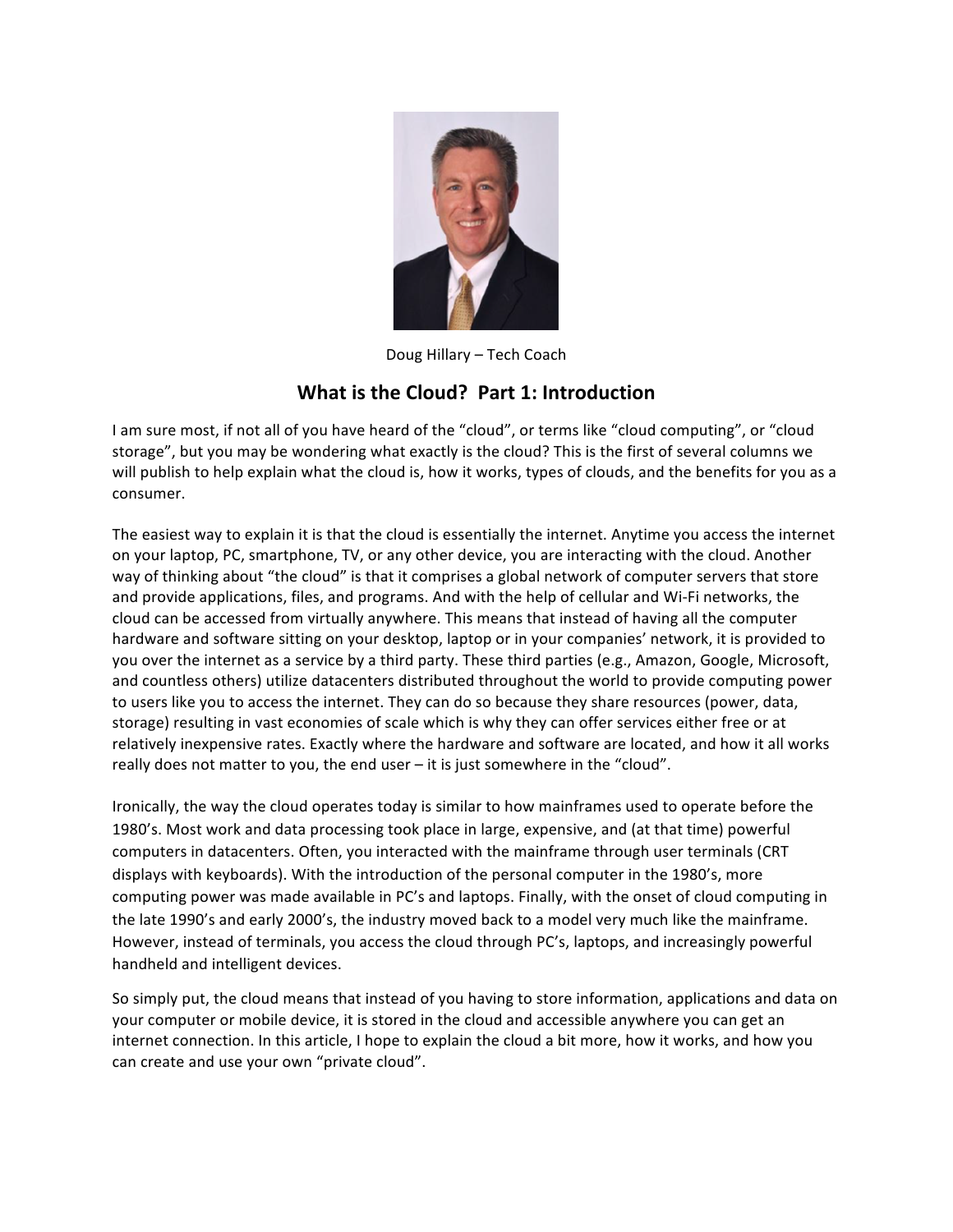Doug Hillary – Tech Coach

# What is the Cloud? Part 1: Introduction

I am sure most, if not all of you have heard of the "cloud", or terms like "cloud computing", or "cloud storage", but you may be wondering what exactly is the cloud? This is the first of several columns we will publish to help explain what the cloud is, how it works, types of clouds, and the benefits for you as a consumer.

The easiest way to explain it is that the cloud is essentially the internet. Anytime you access the internet on your laptop, PC, smartphone, TV, or any other device, you are interacting with the cloud. Another way of thinking about "the cloud" is that it comprises a global network of computer servers that store and provide applications, files, and programs. And with the help of cellular and Wi-Fi networks, the cloud can be accessed from virtually anywhere. This means that instead of having all the computer hardware and software sitting on your desktop, laptop or in your companies' network, it is provided to you over the internet as a service by a third party. These third parties (e.g., Amazon, Google, Microsoft, and countless others) utilize datacenters distributed throughout the world to provide computing power to users like you to access the internet. They can do so because they share resources (power, data, storage) resulting in vast economies of scale which is why they can offer services either free or at relatively inexpensive rates. Exactly where the hardware and software are located, and how it all works really does not matter to you, the end user – it is just somewhere in the "cloud".

Ironically, the way the cloud operates today is similar to how mainframes used to operate before the 1980's. Most work and data processing took place in large, expensive, and (at that time) powerful computers in datacenters. Often, you interacted with the mainframe through user terminals (CRT displays with keyboards). With the introduction of the personal computer in the 1980's, more computing power was made available in PC's and laptops. Finally, with the onset of cloud computing in the late 1990's and early 2000's, the industry moved back to a model very much like the mainframe. However, instead of terminals, you access the cloud through PC's, laptops, and increasingly powerful handheld and intelligent devices.

So simply put, the cloud means that instead of you having to store information, applications and data on your computer or mobile device, it is stored in the cloud and accessible anywhere you can get an internet connection. In this article, I hope to explain the cloud a bit more, how it works, and how you can create and use your own "private cloud".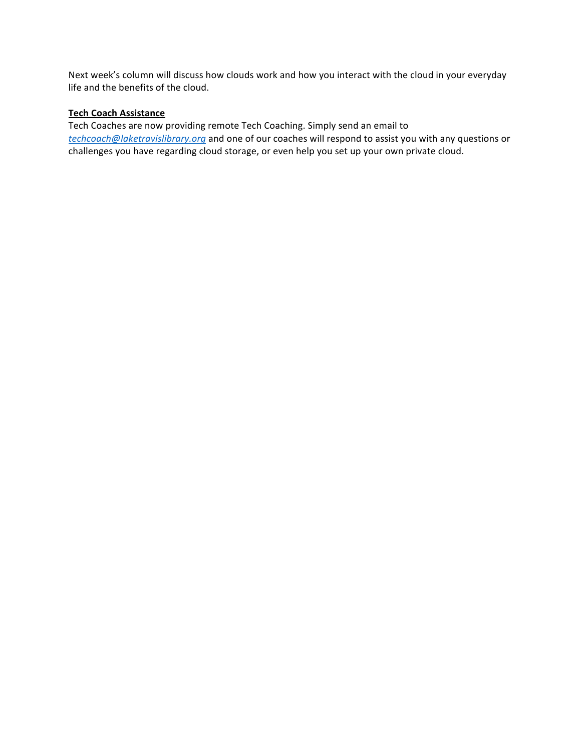Next week's column will discuss how clouds work and how you interact with the cloud in your everyday life and the benefits of the cloud.

**Tech Coach Assistance**

Tech Coaches are now providing remote Tech Coaching. Simply send an email to *techcoach@laketravislibrary.org* and one of our coaches will respond to assist you with any questions or challenges you have regarding cloud storage, or even help you set up your own private cloud.